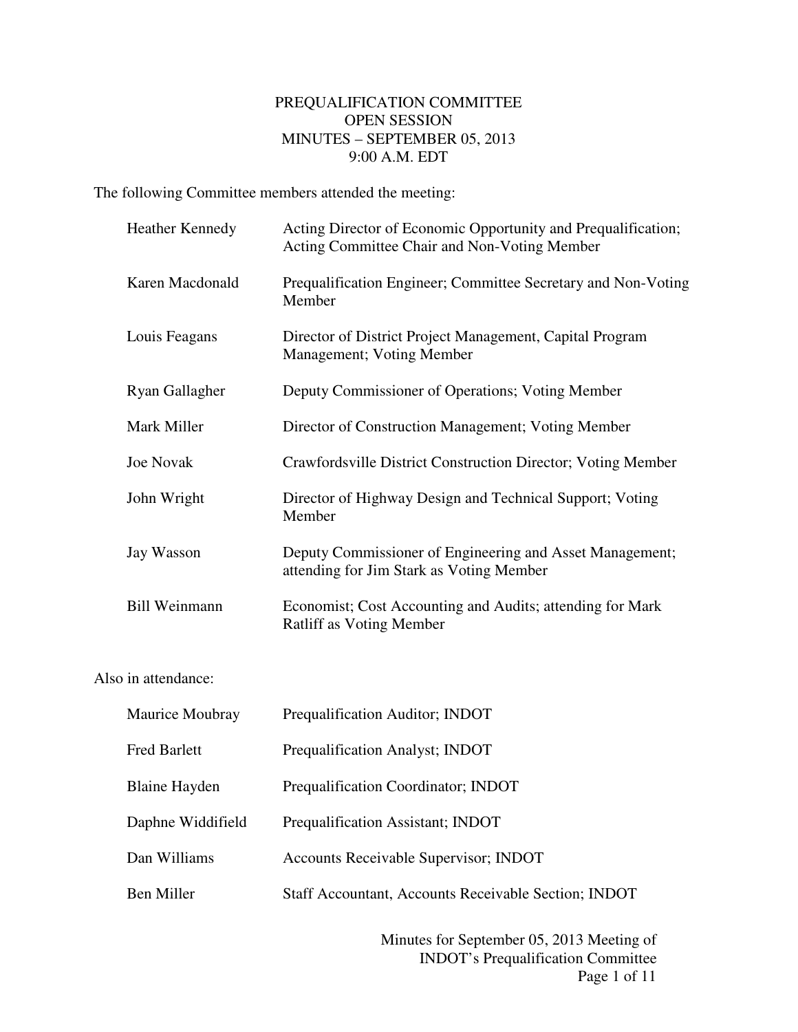# PREQUALIFICATION COMMITTEE
## OPEN SESSION
## MINUTES – SEPTEMBER 05, 2013
## 9:00 A.M. EDT

The following Committee members attended the meeting:

| | |
|---|---|
| Heather Kennedy | Acting Director of Economic Opportunity and Prequalification; Acting Committee Chair and Non-Voting Member |
| Karen Macdonald | Prequalification Engineer; Committee Secretary and Non-Voting Member |
| Louis Feagans | Director of District Project Management, Capital Program Management; Voting Member |
| Ryan Gallagher | Deputy Commissioner of Operations; Voting Member |
| Mark Miller | Director of Construction Management; Voting Member |
| Joe Novak | Crawfordsville District Construction Director; Voting Member |
| John Wright | Director of Highway Design and Technical Support; Voting Member |
| Jay Wasson | Deputy Commissioner of Engineering and Asset Management; attending for Jim Stark as Voting Member |
| Bill Weinmann | Economist; Cost Accounting and Audits; attending for Mark Ratliff as Voting Member |

Also in attendance:

| | |
|---|---|
| Maurice Moubray | Prequalification Auditor; INDOT |
| Fred Barlett | Prequalification Analyst; INDOT |
| Blaine Hayden | Prequalification Coordinator; INDOT |
| Daphne Widdifield | Prequalification Assistant; INDOT |
| Dan Williams | Accounts Receivable Supervisor; INDOT |
| Ben Miller | Staff Accountant, Accounts Receivable Section; INDOT |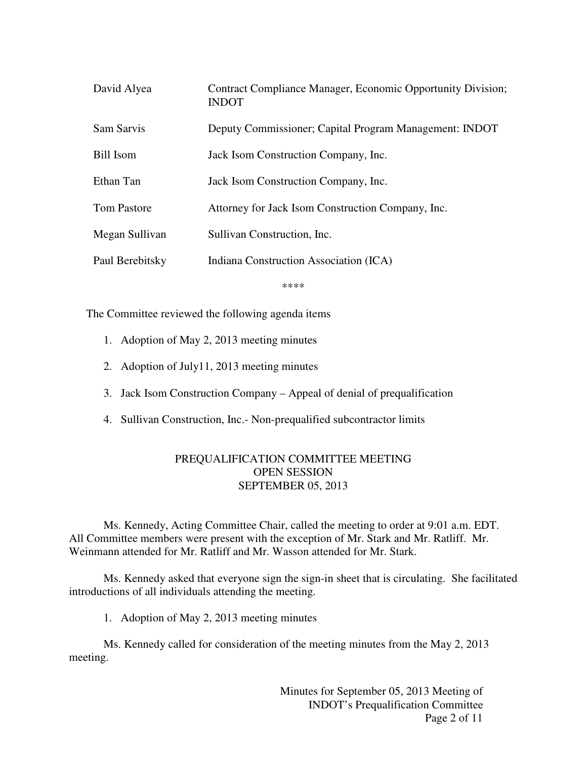| | |
|---|---|
| David Alyea | Contract Compliance Manager, Economic Opportunity Division; INDOT |
| Sam Sarvis | Deputy Commissioner; Capital Program Management: INDOT |
| Bill Isom | Jack Isom Construction Company, Inc. |
| Ethan Tan | Jack Isom Construction Company, Inc. |
| Tom Pastore | Attorney for Jack Isom Construction Company, Inc. |
| Megan Sullivan | Sullivan Construction, Inc. |
| Paul Berebitsky | Indiana Construction Association (ICA) |

****

The Committee reviewed the following agenda items

1. Adoption of May 2, 2013 meeting minutes
2. Adoption of July11, 2013 meeting minutes
3. Jack Isom Construction Company – Appeal of denial of prequalification
4. Sullivan Construction, Inc.- Non-prequalified subcontractor limits

## PREQUALIFICATION COMMITTEE MEETING
## OPEN SESSION
## SEPTEMBER 05, 2013

Ms. Kennedy, Acting Committee Chair, called the meeting to order at 9:01 a.m. EDT. All Committee members were present with the exception of Mr. Stark and Mr. Ratliff. Mr. Weinmann attended for Mr. Ratliff and Mr. Wasson attended for Mr. Stark.

Ms. Kennedy asked that everyone sign the sign-in sheet that is circulating. She facilitated introductions of all individuals attending the meeting.

1. Adoption of May 2, 2013 meeting minutes

Ms. Kennedy called for consideration of the meeting minutes from the May 2, 2013 meeting.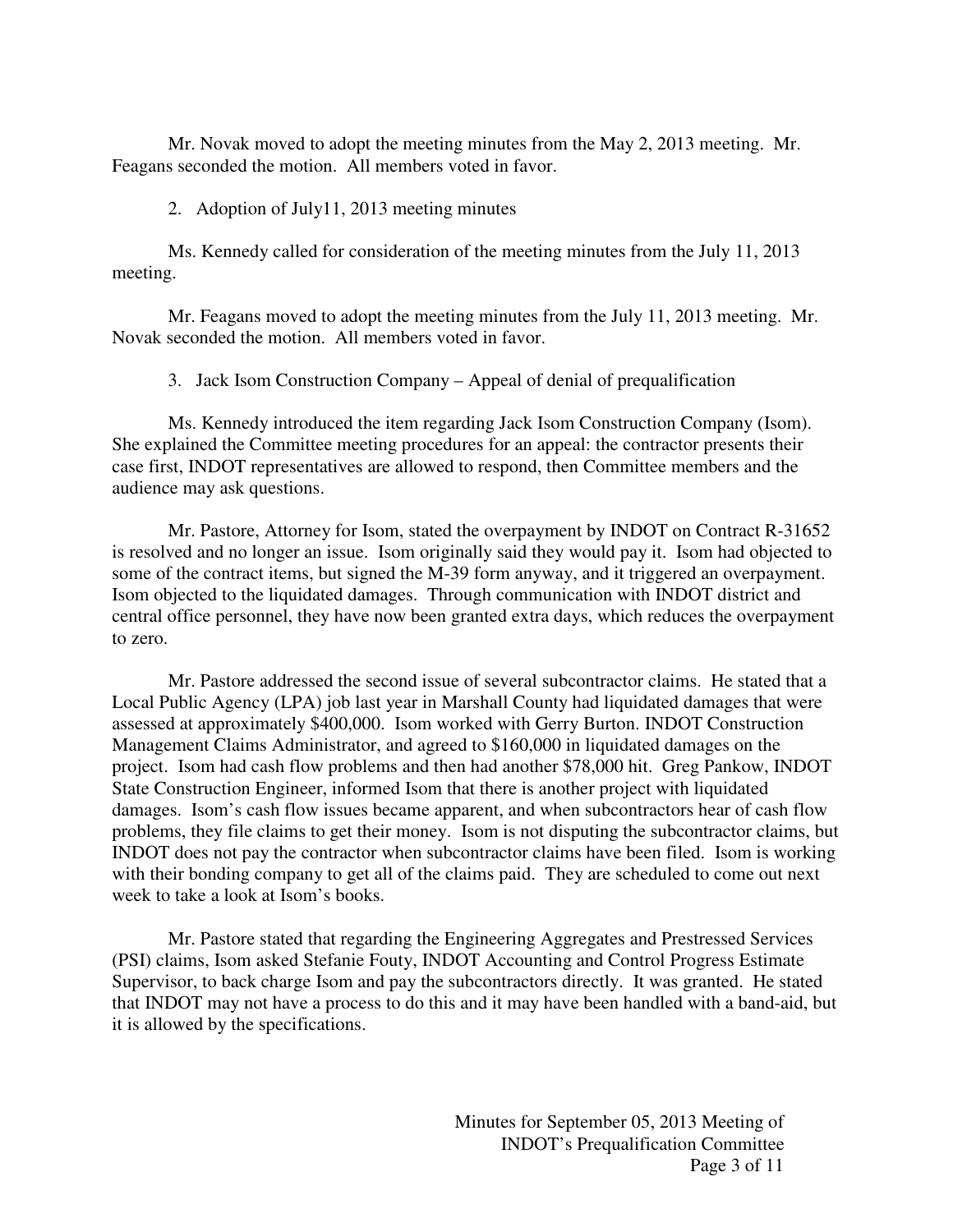Mr. Novak moved to adopt the meeting minutes from the May 2, 2013 meeting. Mr. Feagans seconded the motion. All members voted in favor.

2. Adoption of July11, 2013 meeting minutes

Ms. Kennedy called for consideration of the meeting minutes from the July 11, 2013 meeting.

Mr. Feagans moved to adopt the meeting minutes from the July 11, 2013 meeting. Mr. Novak seconded the motion. All members voted in favor.

3. Jack Isom Construction Company – Appeal of denial of prequalification

Ms. Kennedy introduced the item regarding Jack Isom Construction Company (Isom). She explained the Committee meeting procedures for an appeal: the contractor presents their case first, INDOT representatives are allowed to respond, then Committee members and the audience may ask questions.

Mr. Pastore, Attorney for Isom, stated the overpayment by INDOT on Contract R-31652 is resolved and no longer an issue. Isom originally said they would pay it. Isom had objected to some of the contract items, but signed the M-39 form anyway, and it triggered an overpayment. Isom objected to the liquidated damages. Through communication with INDOT district and central office personnel, they have now been granted extra days, which reduces the overpayment to zero.

Mr. Pastore addressed the second issue of several subcontractor claims. He stated that a Local Public Agency (LPA) job last year in Marshall County had liquidated damages that were assessed at approximately $400,000. Isom worked with Gerry Burton. INDOT Construction Management Claims Administrator, and agreed to $160,000 in liquidated damages on the project. Isom had cash flow problems and then had another $78,000 hit. Greg Pankow, INDOT State Construction Engineer, informed Isom that there is another project with liquidated damages. Isom's cash flow issues became apparent, and when subcontractors hear of cash flow problems, they file claims to get their money. Isom is not disputing the subcontractor claims, but INDOT does not pay the contractor when subcontractor claims have been filed. Isom is working with their bonding company to get all of the claims paid. They are scheduled to come out next week to take a look at Isom's books.

Mr. Pastore stated that regarding the Engineering Aggregates and Prestressed Services (PSI) claims, Isom asked Stefanie Fouty, INDOT Accounting and Control Progress Estimate Supervisor, to back charge Isom and pay the subcontractors directly. It was granted. He stated that INDOT may not have a process to do this and it may have been handled with a band-aid, but it is allowed by the specifications.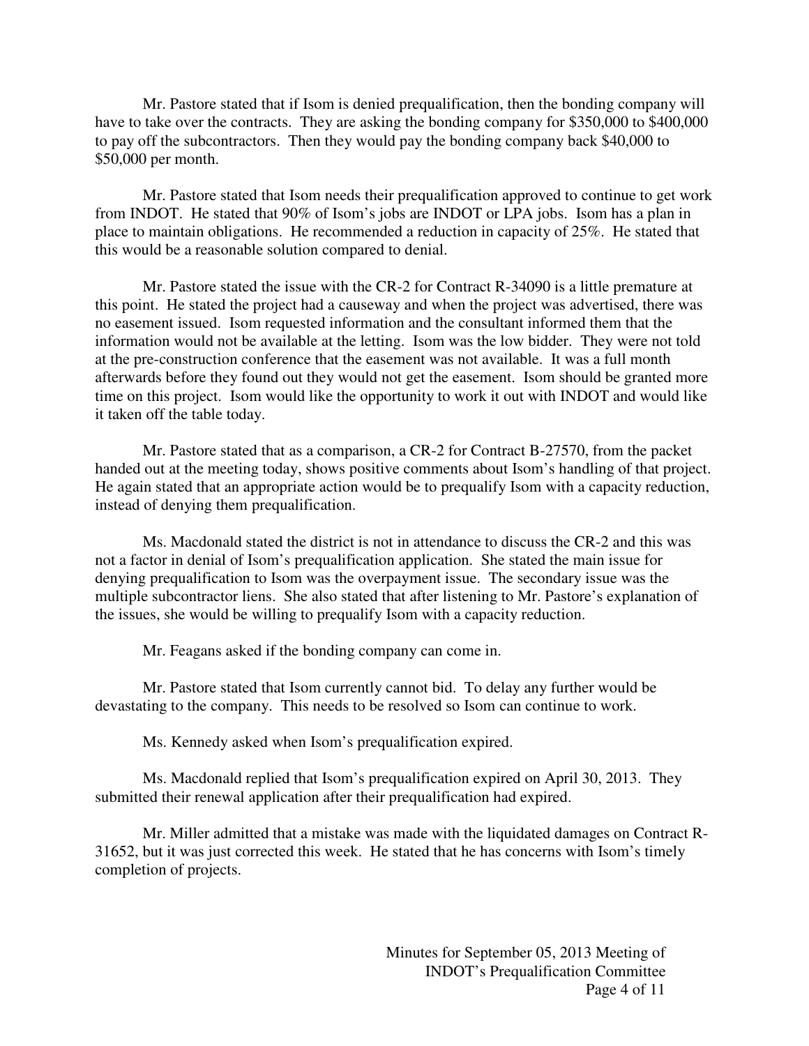Mr. Pastore stated that if Isom is denied prequalification, then the bonding company will have to take over the contracts. They are asking the bonding company for $350,000 to $400,000 to pay off the subcontractors. Then they would pay the bonding company back $40,000 to $50,000 per month.

Mr. Pastore stated that Isom needs their prequalification approved to continue to get work from INDOT. He stated that 90% of Isom's jobs are INDOT or LPA jobs. Isom has a plan in place to maintain obligations. He recommended a reduction in capacity of 25%. He stated that this would be a reasonable solution compared to denial.

Mr. Pastore stated the issue with the CR-2 for Contract R-34090 is a little premature at this point. He stated the project had a causeway and when the project was advertised, there was no easement issued. Isom requested information and the consultant informed them that the information would not be available at the letting. Isom was the low bidder. They were not told at the pre-construction conference that the easement was not available. It was a full month afterwards before they found out they would not get the easement. Isom should be granted more time on this project. Isom would like the opportunity to work it out with INDOT and would like it taken off the table today.

Mr. Pastore stated that as a comparison, a CR-2 for Contract B-27570, from the packet handed out at the meeting today, shows positive comments about Isom's handling of that project. He again stated that an appropriate action would be to prequalify Isom with a capacity reduction, instead of denying them prequalification.

Ms. Macdonald stated the district is not in attendance to discuss the CR-2 and this was not a factor in denial of Isom's prequalification application. She stated the main issue for denying prequalification to Isom was the overpayment issue. The secondary issue was the multiple subcontractor liens. She also stated that after listening to Mr. Pastore's explanation of the issues, she would be willing to prequalify Isom with a capacity reduction.

Mr. Feagans asked if the bonding company can come in.

Mr. Pastore stated that Isom currently cannot bid. To delay any further would be devastating to the company. This needs to be resolved so Isom can continue to work.

Ms. Kennedy asked when Isom's prequalification expired.

Ms. Macdonald replied that Isom's prequalification expired on April 30, 2013. They submitted their renewal application after their prequalification had expired.

Mr. Miller admitted that a mistake was made with the liquidated damages on Contract R-31652, but it was just corrected this week. He stated that he has concerns with Isom's timely completion of projects.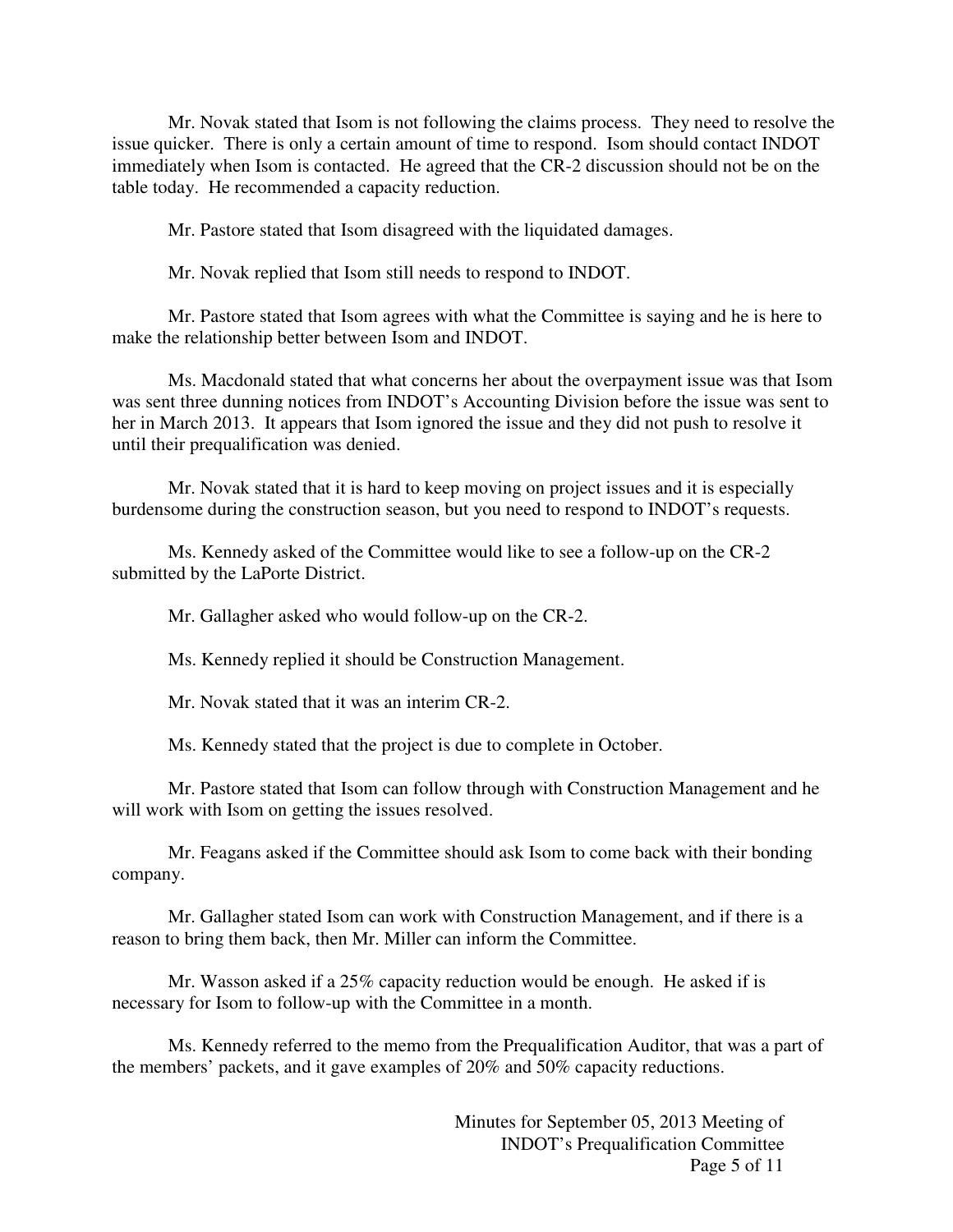Mr. Novak stated that Isom is not following the claims process. They need to resolve the issue quicker. There is only a certain amount of time to respond. Isom should contact INDOT immediately when Isom is contacted. He agreed that the CR-2 discussion should not be on the table today. He recommended a capacity reduction.

Mr. Pastore stated that Isom disagreed with the liquidated damages.

Mr. Novak replied that Isom still needs to respond to INDOT.

Mr. Pastore stated that Isom agrees with what the Committee is saying and he is here to make the relationship better between Isom and INDOT.

Ms. Macdonald stated that what concerns her about the overpayment issue was that Isom was sent three dunning notices from INDOT's Accounting Division before the issue was sent to her in March 2013. It appears that Isom ignored the issue and they did not push to resolve it until their prequalification was denied.

Mr. Novak stated that it is hard to keep moving on project issues and it is especially burdensome during the construction season, but you need to respond to INDOT's requests.

Ms. Kennedy asked of the Committee would like to see a follow-up on the CR-2 submitted by the LaPorte District.

Mr. Gallagher asked who would follow-up on the CR-2.

Ms. Kennedy replied it should be Construction Management.

Mr. Novak stated that it was an interim CR-2.

Ms. Kennedy stated that the project is due to complete in October.

Mr. Pastore stated that Isom can follow through with Construction Management and he will work with Isom on getting the issues resolved.

Mr. Feagans asked if the Committee should ask Isom to come back with their bonding company.

Mr. Gallagher stated Isom can work with Construction Management, and if there is a reason to bring them back, then Mr. Miller can inform the Committee.

Mr. Wasson asked if a 25% capacity reduction would be enough. He asked if is necessary for Isom to follow-up with the Committee in a month.

Ms. Kennedy referred to the memo from the Prequalification Auditor, that was a part of the members' packets, and it gave examples of 20% and 50% capacity reductions.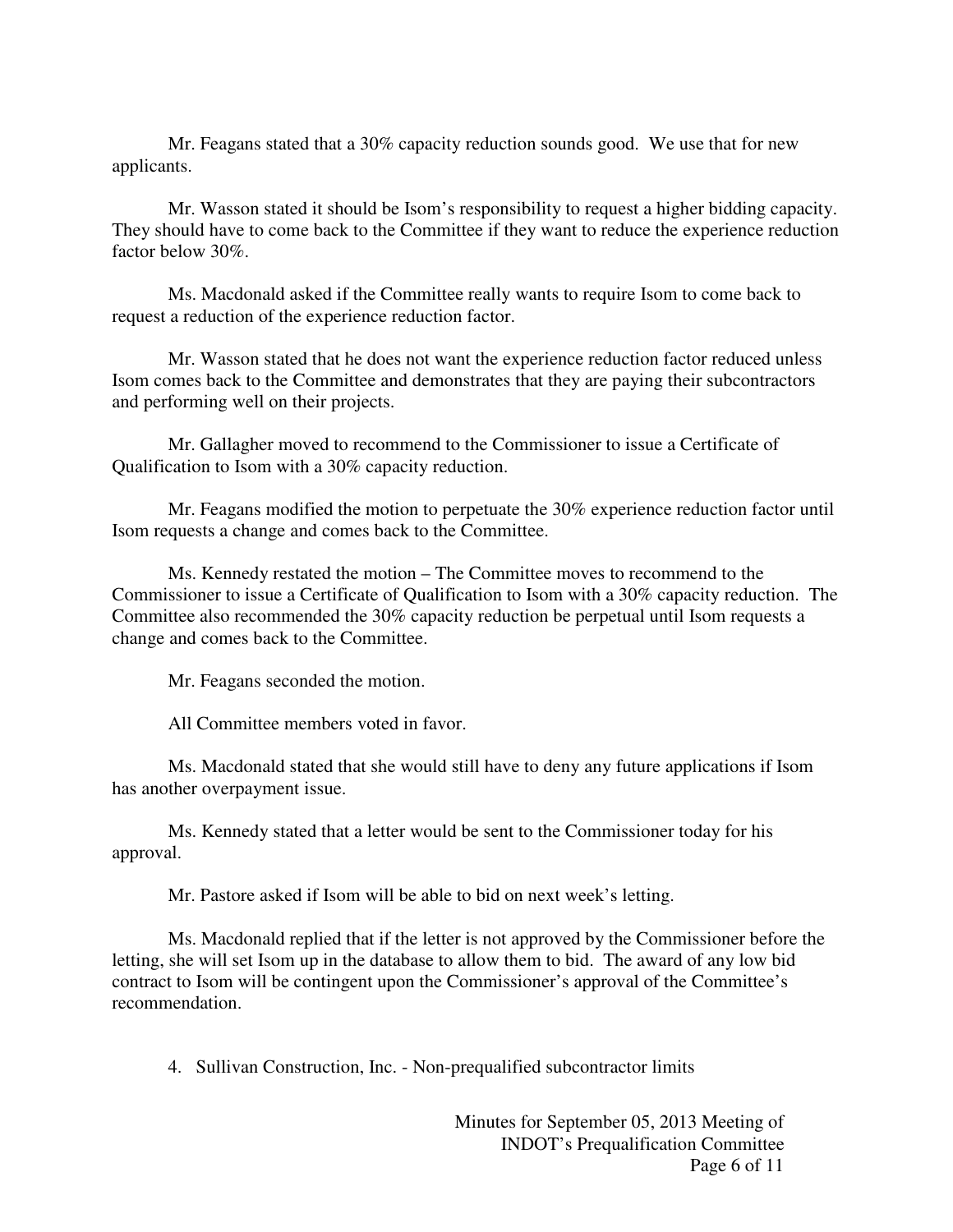Mr. Feagans stated that a 30% capacity reduction sounds good. We use that for new applicants.

Mr. Wasson stated it should be Isom's responsibility to request a higher bidding capacity. They should have to come back to the Committee if they want to reduce the experience reduction factor below 30%.

Ms. Macdonald asked if the Committee really wants to require Isom to come back to request a reduction of the experience reduction factor.

Mr. Wasson stated that he does not want the experience reduction factor reduced unless Isom comes back to the Committee and demonstrates that they are paying their subcontractors and performing well on their projects.

Mr. Gallagher moved to recommend to the Commissioner to issue a Certificate of Qualification to Isom with a 30% capacity reduction.

Mr. Feagans modified the motion to perpetuate the 30% experience reduction factor until Isom requests a change and comes back to the Committee.

Ms. Kennedy restated the motion – The Committee moves to recommend to the Commissioner to issue a Certificate of Qualification to Isom with a 30% capacity reduction. The Committee also recommended the 30% capacity reduction be perpetual until Isom requests a change and comes back to the Committee.

Mr. Feagans seconded the motion.

All Committee members voted in favor.

Ms. Macdonald stated that she would still have to deny any future applications if Isom has another overpayment issue.

Ms. Kennedy stated that a letter would be sent to the Commissioner today for his approval.

Mr. Pastore asked if Isom will be able to bid on next week's letting.

Ms. Macdonald replied that if the letter is not approved by the Commissioner before the letting, she will set Isom up in the database to allow them to bid. The award of any low bid contract to Isom will be contingent upon the Commissioner's approval of the Committee's recommendation.

4. Sullivan Construction, Inc. - Non-prequalified subcontractor limits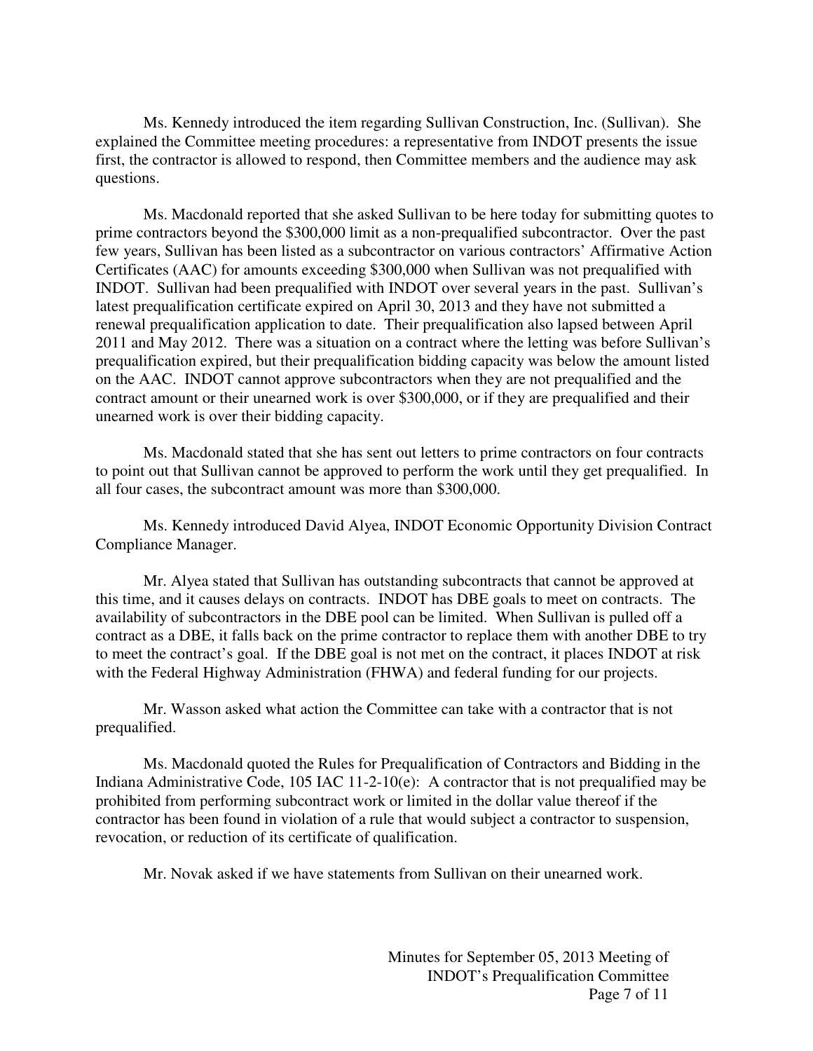Ms. Kennedy introduced the item regarding Sullivan Construction, Inc. (Sullivan). She explained the Committee meeting procedures: a representative from INDOT presents the issue first, the contractor is allowed to respond, then Committee members and the audience may ask questions.

Ms. Macdonald reported that she asked Sullivan to be here today for submitting quotes to prime contractors beyond the $300,000 limit as a non-prequalified subcontractor. Over the past few years, Sullivan has been listed as a subcontractor on various contractors' Affirmative Action Certificates (AAC) for amounts exceeding $300,000 when Sullivan was not prequalified with INDOT. Sullivan had been prequalified with INDOT over several years in the past. Sullivan's latest prequalification certificate expired on April 30, 2013 and they have not submitted a renewal prequalification application to date. Their prequalification also lapsed between April 2011 and May 2012. There was a situation on a contract where the letting was before Sullivan's prequalification expired, but their prequalification bidding capacity was below the amount listed on the AAC. INDOT cannot approve subcontractors when they are not prequalified and the contract amount or their unearned work is over $300,000, or if they are prequalified and their unearned work is over their bidding capacity.

Ms. Macdonald stated that she has sent out letters to prime contractors on four contracts to point out that Sullivan cannot be approved to perform the work until they get prequalified. In all four cases, the subcontract amount was more than $300,000.

Ms. Kennedy introduced David Alyea, INDOT Economic Opportunity Division Contract Compliance Manager.

Mr. Alyea stated that Sullivan has outstanding subcontracts that cannot be approved at this time, and it causes delays on contracts. INDOT has DBE goals to meet on contracts. The availability of subcontractors in the DBE pool can be limited. When Sullivan is pulled off a contract as a DBE, it falls back on the prime contractor to replace them with another DBE to try to meet the contract's goal. If the DBE goal is not met on the contract, it places INDOT at risk with the Federal Highway Administration (FHWA) and federal funding for our projects.

Mr. Wasson asked what action the Committee can take with a contractor that is not prequalified.

Ms. Macdonald quoted the Rules for Prequalification of Contractors and Bidding in the Indiana Administrative Code, 105 IAC 11-2-10(e): A contractor that is not prequalified may be prohibited from performing subcontract work or limited in the dollar value thereof if the contractor has been found in violation of a rule that would subject a contractor to suspension, revocation, or reduction of its certificate of qualification.

Mr. Novak asked if we have statements from Sullivan on their unearned work.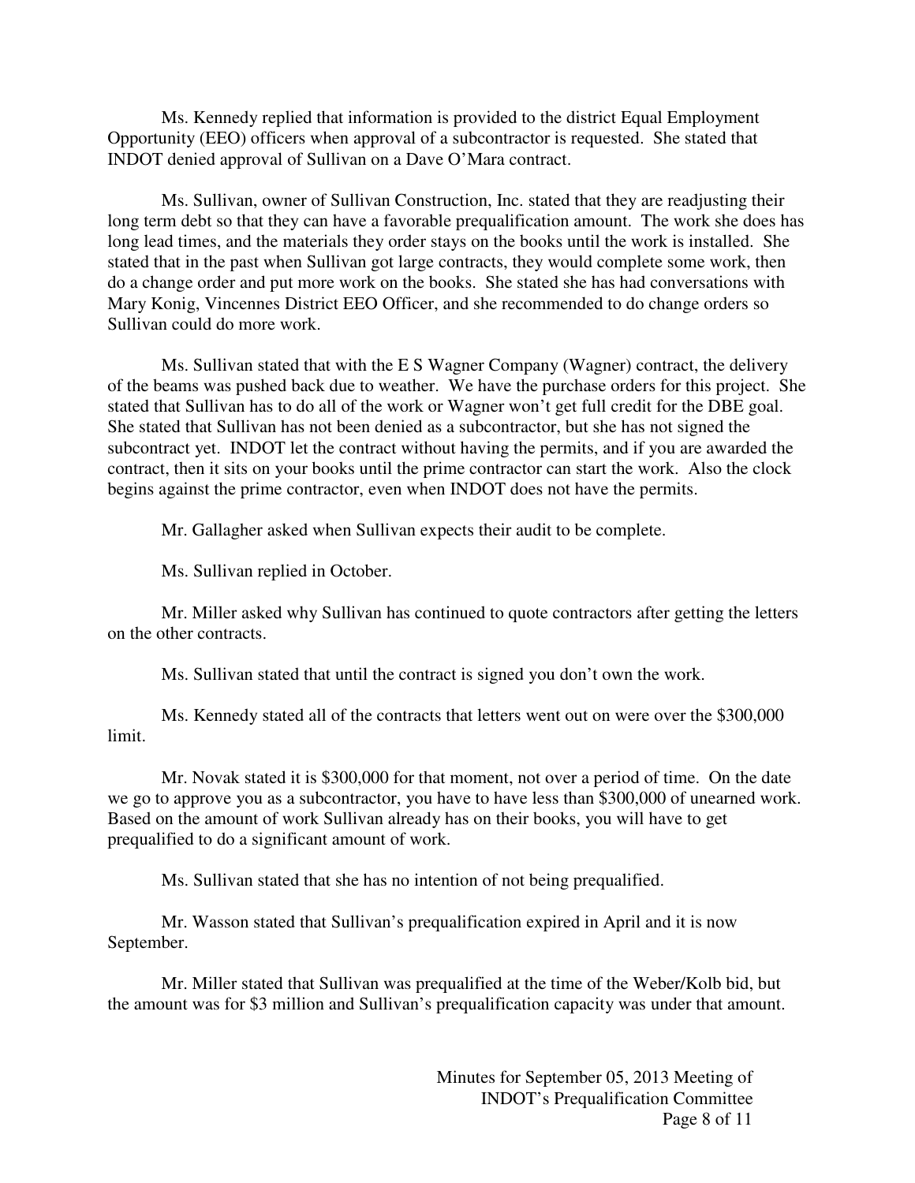Ms. Kennedy replied that information is provided to the district Equal Employment Opportunity (EEO) officers when approval of a subcontractor is requested. She stated that INDOT denied approval of Sullivan on a Dave O'Mara contract.

Ms. Sullivan, owner of Sullivan Construction, Inc. stated that they are readjusting their long term debt so that they can have a favorable prequalification amount. The work she does has long lead times, and the materials they order stays on the books until the work is installed. She stated that in the past when Sullivan got large contracts, they would complete some work, then do a change order and put more work on the books. She stated she has had conversations with Mary Konig, Vincennes District EEO Officer, and she recommended to do change orders so Sullivan could do more work.

Ms. Sullivan stated that with the E S Wagner Company (Wagner) contract, the delivery of the beams was pushed back due to weather. We have the purchase orders for this project. She stated that Sullivan has to do all of the work or Wagner won't get full credit for the DBE goal. She stated that Sullivan has not been denied as a subcontractor, but she has not signed the subcontract yet. INDOT let the contract without having the permits, and if you are awarded the contract, then it sits on your books until the prime contractor can start the work. Also the clock begins against the prime contractor, even when INDOT does not have the permits.

Mr. Gallagher asked when Sullivan expects their audit to be complete.

Ms. Sullivan replied in October.

Mr. Miller asked why Sullivan has continued to quote contractors after getting the letters on the other contracts.

Ms. Sullivan stated that until the contract is signed you don't own the work.

Ms. Kennedy stated all of the contracts that letters went out on were over the $300,000 limit.

Mr. Novak stated it is $300,000 for that moment, not over a period of time. On the date we go to approve you as a subcontractor, you have to have less than $300,000 of unearned work. Based on the amount of work Sullivan already has on their books, you will have to get prequalified to do a significant amount of work.

Ms. Sullivan stated that she has no intention of not being prequalified.

Mr. Wasson stated that Sullivan's prequalification expired in April and it is now September.

Mr. Miller stated that Sullivan was prequalified at the time of the Weber/Kolb bid, but the amount was for $3 million and Sullivan's prequalification capacity was under that amount.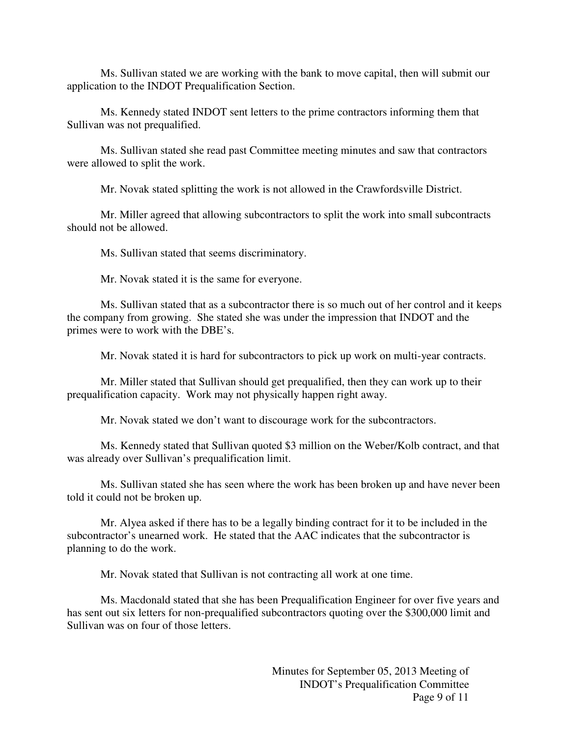Ms. Sullivan stated we are working with the bank to move capital, then will submit our application to the INDOT Prequalification Section.

Ms. Kennedy stated INDOT sent letters to the prime contractors informing them that Sullivan was not prequalified.

Ms. Sullivan stated she read past Committee meeting minutes and saw that contractors were allowed to split the work.

Mr. Novak stated splitting the work is not allowed in the Crawfordsville District.

Mr. Miller agreed that allowing subcontractors to split the work into small subcontracts should not be allowed.

Ms. Sullivan stated that seems discriminatory.

Mr. Novak stated it is the same for everyone.

Ms. Sullivan stated that as a subcontractor there is so much out of her control and it keeps the company from growing. She stated she was under the impression that INDOT and the primes were to work with the DBE's.

Mr. Novak stated it is hard for subcontractors to pick up work on multi-year contracts.

Mr. Miller stated that Sullivan should get prequalified, then they can work up to their prequalification capacity. Work may not physically happen right away.

Mr. Novak stated we don't want to discourage work for the subcontractors.

Ms. Kennedy stated that Sullivan quoted $3 million on the Weber/Kolb contract, and that was already over Sullivan's prequalification limit.

Ms. Sullivan stated she has seen where the work has been broken up and have never been told it could not be broken up.

Mr. Alyea asked if there has to be a legally binding contract for it to be included in the subcontractor's unearned work. He stated that the AAC indicates that the subcontractor is planning to do the work.

Mr. Novak stated that Sullivan is not contracting all work at one time.

Ms. Macdonald stated that she has been Prequalification Engineer for over five years and has sent out six letters for non-prequalified subcontractors quoting over the $300,000 limit and Sullivan was on four of those letters.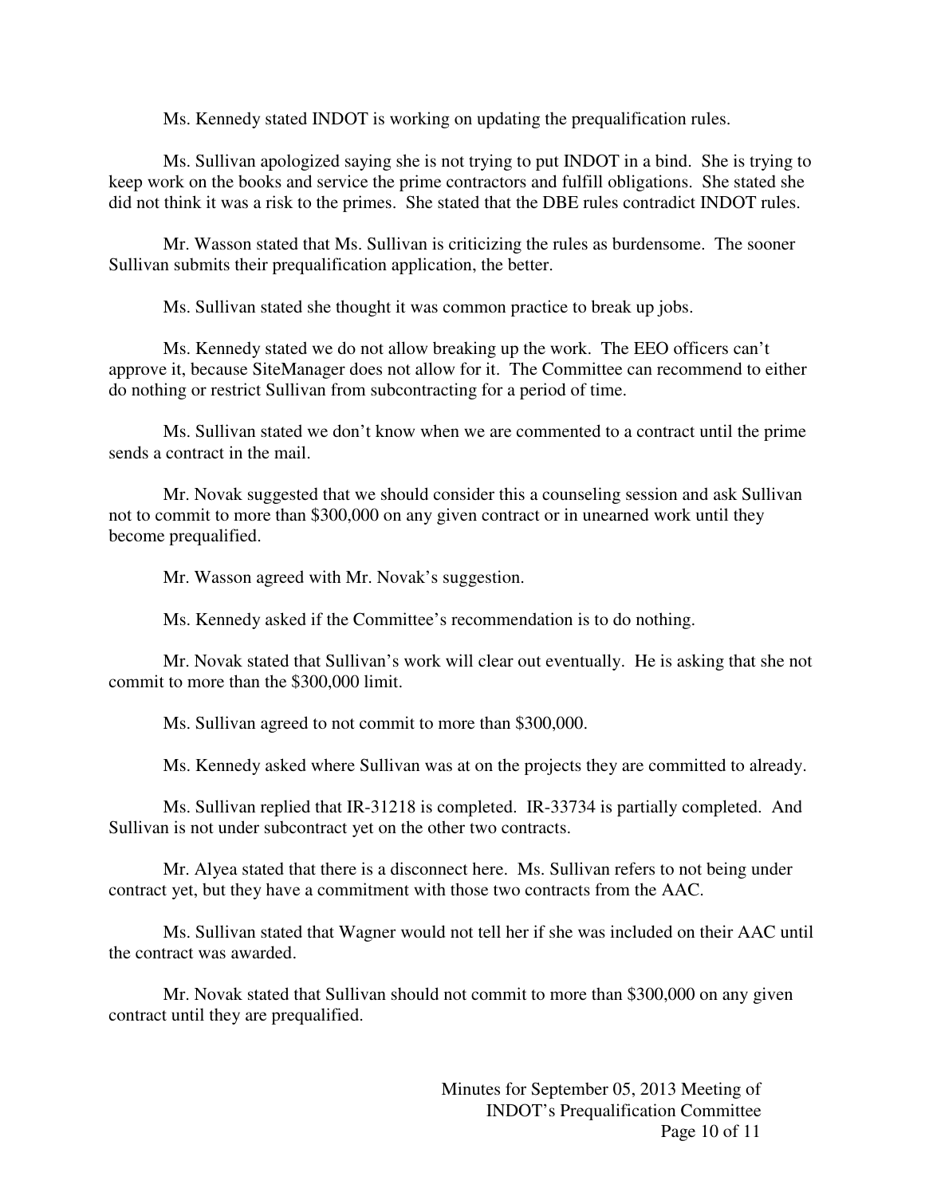Ms. Kennedy stated INDOT is working on updating the prequalification rules.

Ms. Sullivan apologized saying she is not trying to put INDOT in a bind. She is trying to keep work on the books and service the prime contractors and fulfill obligations. She stated she did not think it was a risk to the primes. She stated that the DBE rules contradict INDOT rules.

Mr. Wasson stated that Ms. Sullivan is criticizing the rules as burdensome. The sooner Sullivan submits their prequalification application, the better.

Ms. Sullivan stated she thought it was common practice to break up jobs.

Ms. Kennedy stated we do not allow breaking up the work. The EEO officers can't approve it, because SiteManager does not allow for it. The Committee can recommend to either do nothing or restrict Sullivan from subcontracting for a period of time.

Ms. Sullivan stated we don't know when we are commented to a contract until the prime sends a contract in the mail.

Mr. Novak suggested that we should consider this a counseling session and ask Sullivan not to commit to more than $300,000 on any given contract or in unearned work until they become prequalified.

Mr. Wasson agreed with Mr. Novak's suggestion.

Ms. Kennedy asked if the Committee's recommendation is to do nothing.

Mr. Novak stated that Sullivan's work will clear out eventually. He is asking that she not commit to more than the $300,000 limit.

Ms. Sullivan agreed to not commit to more than $300,000.

Ms. Kennedy asked where Sullivan was at on the projects they are committed to already.

Ms. Sullivan replied that IR-31218 is completed. IR-33734 is partially completed. And Sullivan is not under subcontract yet on the other two contracts.

Mr. Alyea stated that there is a disconnect here. Ms. Sullivan refers to not being under contract yet, but they have a commitment with those two contracts from the AAC.

Ms. Sullivan stated that Wagner would not tell her if she was included on their AAC until the contract was awarded.

Mr. Novak stated that Sullivan should not commit to more than $300,000 on any given contract until they are prequalified.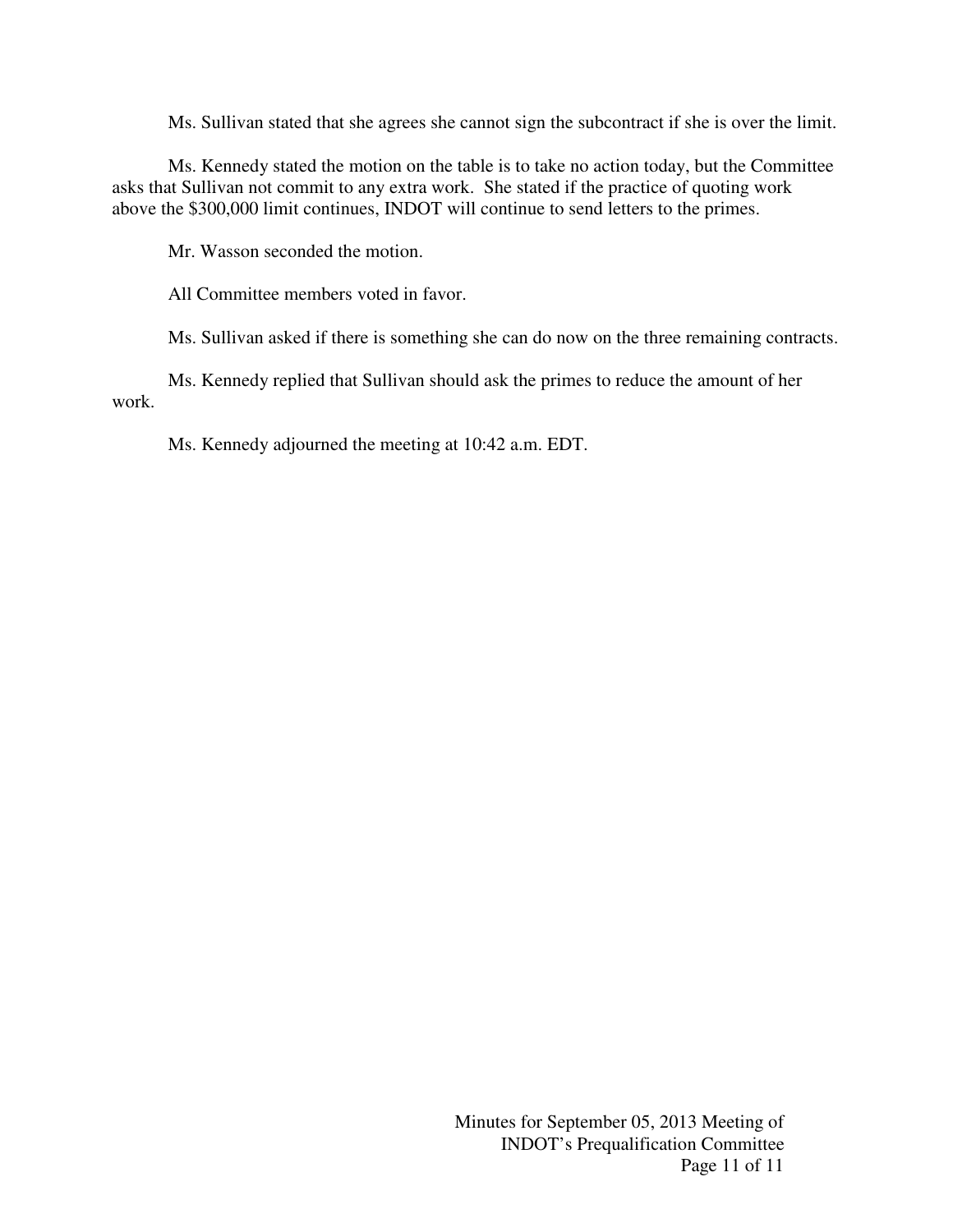Ms. Sullivan stated that she agrees she cannot sign the subcontract if she is over the limit.

Ms. Kennedy stated the motion on the table is to take no action today, but the Committee asks that Sullivan not commit to any extra work. She stated if the practice of quoting work above the $300,000 limit continues, INDOT will continue to send letters to the primes.

Mr. Wasson seconded the motion.

All Committee members voted in favor.

Ms. Sullivan asked if there is something she can do now on the three remaining contracts.

Ms. Kennedy replied that Sullivan should ask the primes to reduce the amount of her work.

Ms. Kennedy adjourned the meeting at 10:42 a.m. EDT.